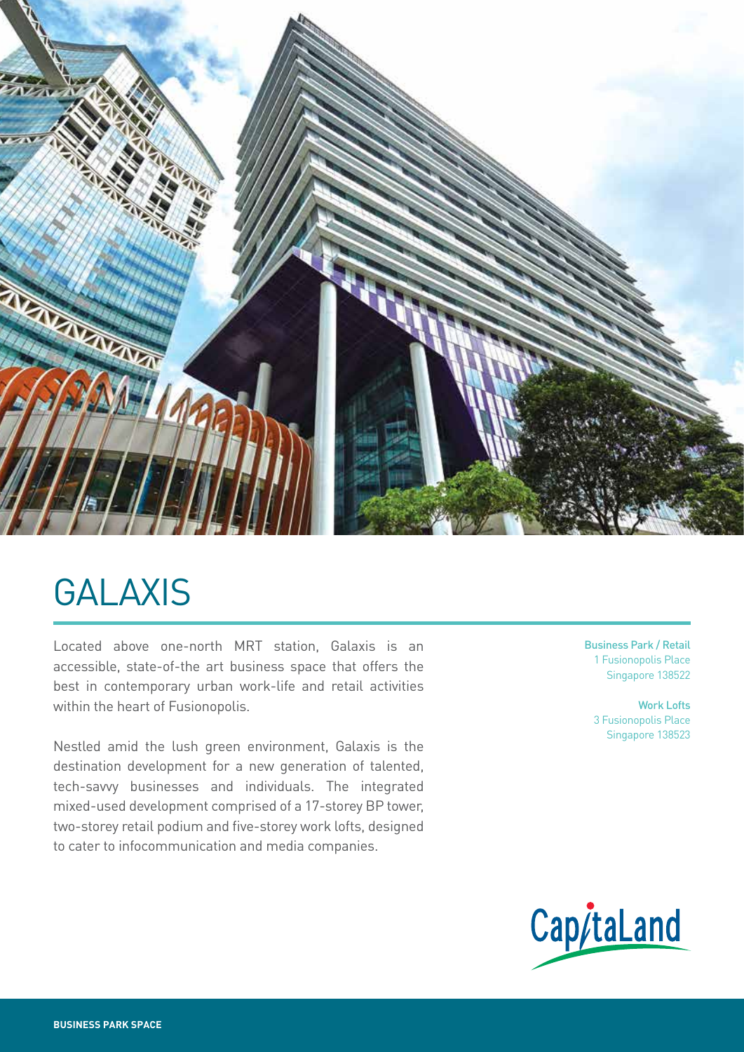# GALAXIS

Located above one-north MRT station, Galaxis is an accessible, state-of-the art business space that offers the best in contemporary urban work-life and retail activities within the heart of Fusionopolis.

Nestled amid the lush green environment, Galaxis is the destination development for a new generation of talented, tech-savvy businesses and individuals. The integrated mixed-used development comprised of a 17-storey BP tower, two-storey retail podium and five-storey work lofts, designed to cater to infocommunication and media companies.

**Business Park / Retail**
1 Fusionopolis Place
Singapore 138522

**Work Lofts**
3 Fusionopolis Place
Singapore 138523

CapitaLand

BUSINESS PARK SPACE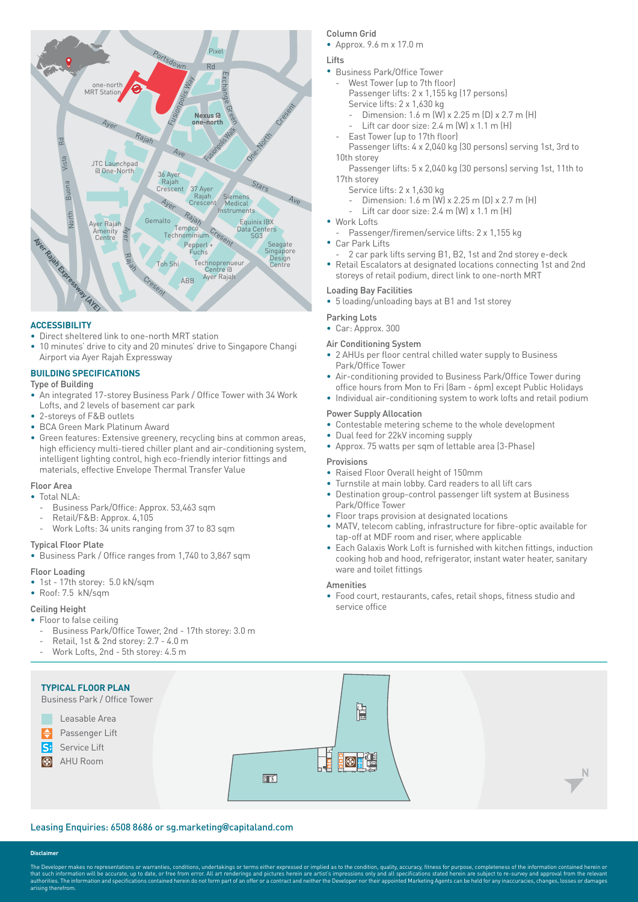## ACCESSIBILITY

- Direct sheltered link to one-north MRT station
- 10 minutes' drive to city and 20 minutes' drive to Singapore Changi Airport via Ayer Rajah Expressway

## BUILDING SPECIFICATIONS

### Type of Building

- An integrated 17-storey Business Park / Office Tower with 34 Work Lofts, and 2 levels of basement car park
- 2-storeys of F&B outlets
- BCA Green Mark Platinum Award
- Green features: Extensive greenery, recycling bins at common areas, high efficiency multi-tiered chiller plant and air-conditioning system, intelligent lighting control, high eco-friendly interior fittings and materials, effective Envelope Thermal Transfer Value

### Floor Area

- Total NLA:
  - Business Park/Office: Approx. 53,463 sqm
  - Retail/F&B: Approx. 4,105
  - Work Lofts: 34 units ranging from 37 to 83 sqm

### Typical Floor Plate

- Business Park / Office ranges from 1,740 to 3,867 sqm

### Floor Loading

- 1st - 17th storey: 5.0 kN/sqm
- Roof: 7.5 kN/sqm

### Ceiling Height

- Floor to false ceiling
  - Business Park/Office Tower, 2nd - 17th storey: 3.0 m
  - Retail, 1st & 2nd storey: 2.7 - 4.0 m
  - Work Lofts, 2nd - 5th storey: 4.5 m

### Column Grid

- Approx. 9.6 m x 17.0 m

### Lifts

- Business Park/Office Tower
  - West Tower (up to 7th floor)
    Passenger lifts: 2 x 1,155 kg (17 persons)
    Service lifts: 2 x 1,630 kg
    - Dimension: 1.6 m (W) x 2.25 m (D) x 2.7 m (H)
    - Lift car door size: 2.4 m (W) x 1.1 m (H)
  - East Tower (up to 17th floor)
    Passenger lifts: 4 x 2,040 kg (30 persons) serving 1st, 3rd to 10th storey
    Passenger lifts: 5 x 2,040 kg (30 persons) serving 1st, 11th to 17th storey
    Service lifts: 2 x 1,630 kg
    - Dimension: 1.6 m (W) x 2.25 m (D) x 2.7 m (H)
    - Lift car door size: 2.4 m (W) x 1.1 m (H)
- Work Lofts
  - Passenger/firemen/service lifts: 2 x 1,155 kg
- Car Park Lifts
  - 2 car park lifts serving B1, B2, 1st and 2nd storey e-deck
- Retail Escalators at designated locations connecting 1st and 2nd storeys of retail podium, direct link to one-north MRT

### Loading Bay Facilities

- 5 loading/unloading bays at B1 and 1st storey

### Parking Lots

- Car: Approx. 300

### Air Conditioning System

- 2 AHUs per floor central chilled water supply to Business Park/Office Tower
- Air-conditioning provided to Business Park/Office Tower during office hours from Mon to Fri (8am - 6pm) except Public Holidays
- Individual air-conditioning system to work lofts and retail podium

### Power Supply Allocation

- Contestable metering scheme to the whole development
- Dual feed for 22kV incoming supply
- Approx. 75 watts per sqm of lettable area (3-Phase)

### Provisions

- Raised Floor Overall height of 150mm
- Turnstile at main lobby. Card readers to all lift cars
- Destination group-control passenger lift system at Business Park/Office Tower
- Floor traps provision at designated locations
- MATV, telecom cabling, infrastructure for fibre-optic available for tap-off at MDF room and riser, where applicable
- Each Galaxis Work Loft is furnished with kitchen fittings, induction cooking hob and hood, refrigerator, instant water heater, sanitary ware and toilet fittings

### Amenities

- Food court, restaurants, cafes, retail shops, fitness studio and service office

## TYPICAL FLOOR PLAN

Business Park / Office Tower

Leasable Area
Passenger Lift
Service Lift
AHU Room

N

Leasing Enquiries: 6508 8686 or sg.marketing@capitaland.com

**Disclaimer**

The Developer makes no representations or warranties, conditions, undertakings or terms either expressed or implied as to the condition, quality, accuracy, fitness for purpose, completeness of the information contained herein or that such information will be accurate, up to date, or free from error. All art renderings and pictures herein are artist's impressions only and all specifications stated herein are subject to re-survey and approval from the relevant authorities. The information and specifications contained herein do not form part of an offer or a contract and neither the Developer nor their appointed Marketing Agents can be held for any inaccuracies, changes, losses or damages arising therefrom.